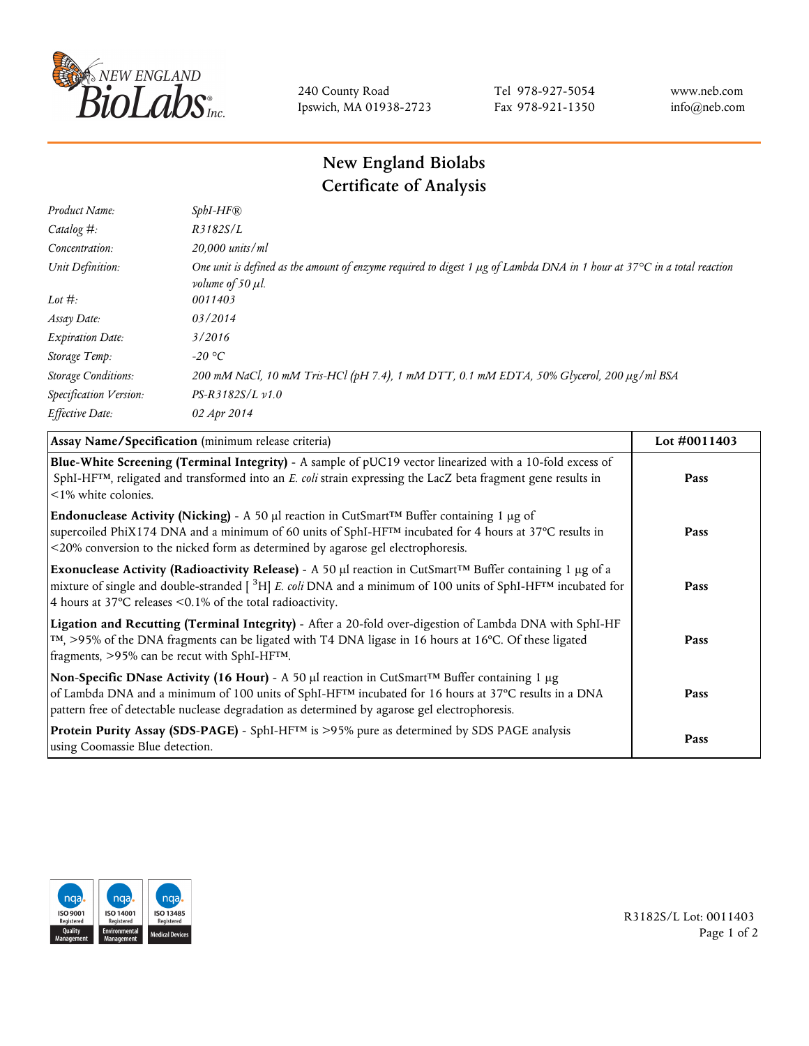240 County Road
Ipswich, MA 01938-2723

Tel 978-927-5054
Fax 978-921-1350

www.neb.com
info@neb.com

# New England Biolabs
# Certificate of Analysis

| | |
|---|---|
| *Product Name:* | *SphI-HF®* |
| *Catalog #:* | *R3182S/L* |
| *Concentration:* | *20,000 units/ml* |
| *Unit Definition:* | *One unit is defined as the amount of enzyme required to digest 1 µg of Lambda DNA in 1 hour at 37°C in a total reaction volume of 50 µl.* |
| *Lot #:* | *0011403* |
| *Assay Date:* | *03/2014* |
| *Expiration Date:* | *3/2016* |
| *Storage Temp:* | *-20 °C* |
| *Storage Conditions:* | *200 mM NaCl, 10 mM Tris-HCl (pH 7.4), 1 mM DTT, 0.1 mM EDTA, 50% Glycerol, 200 µg/ml BSA* |
| *Specification Version:* | *PS-R3182S/L v1.0* |
| *Effective Date:* | *02 Apr 2014* |

| **Assay Name/Specification** (minimum release criteria) | **Lot #0011403** |
|---|---|
| **Blue-White Screening (Terminal Integrity)** - A sample of pUC19 vector linearized with a 10-fold excess of SphI-HF™, religated and transformed into an *E. coli* strain expressing the LacZ beta fragment gene results in <1% white colonies. | **Pass** |
| **Endonuclease Activity (Nicking)** - A 50 µl reaction in CutSmart™ Buffer containing 1 µg of supercoiled PhiX174 DNA and a minimum of 60 units of SphI-HF™ incubated for 4 hours at 37°C results in <20% conversion to the nicked form as determined by agarose gel electrophoresis. | **Pass** |
| **Exonuclease Activity (Radioactivity Release)** - A 50 µl reaction in CutSmart™ Buffer containing 1 µg of a mixture of single and double-stranded [ $^{3}$H] *E. coli* DNA and a minimum of 100 units of SphI-HF™ incubated for 4 hours at 37°C releases <0.1% of the total radioactivity. | **Pass** |
| **Ligation and Recutting (Terminal Integrity)** - After a 20-fold over-digestion of Lambda DNA with SphI-HF™, >95% of the DNA fragments can be ligated with T4 DNA ligase in 16 hours at 16°C. Of these ligated fragments, >95% can be recut with SphI-HF™. | **Pass** |
| **Non-Specific DNase Activity (16 Hour)** - A 50 µl reaction in CutSmart™ Buffer containing 1 µg of Lambda DNA and a minimum of 100 units of SphI-HF™ incubated for 16 hours at 37°C results in a DNA pattern free of detectable nuclease degradation as determined by agarose gel electrophoresis. | **Pass** |
| **Protein Purity Assay (SDS-PAGE)** - SphI-HF™ is >95% pure as determined by SDS PAGE analysis using Coomassie Blue detection. | **Pass** |

R3182S/L Lot: 0011403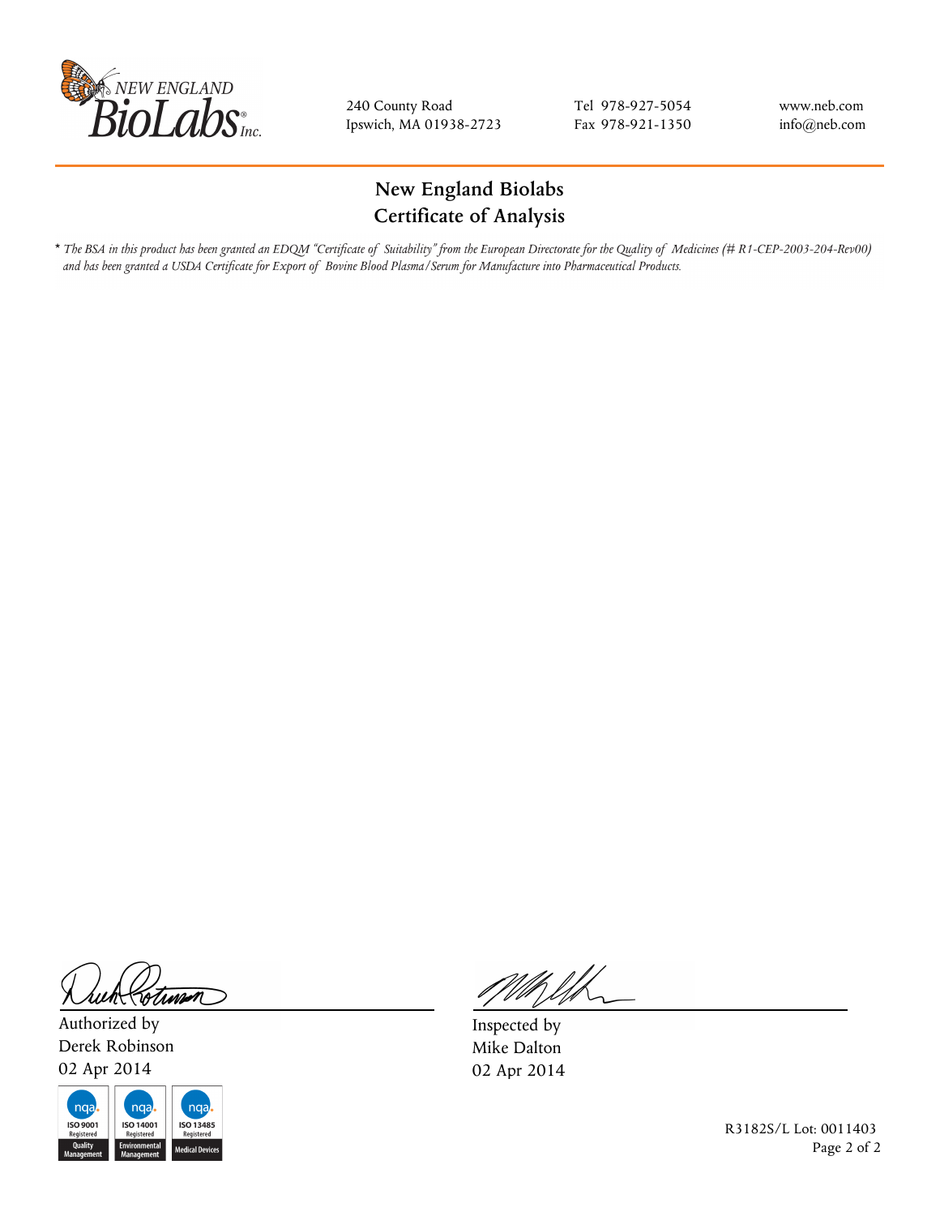240 County Road
Ipswich, MA 01938-2723

Tel 978-927-5054
Fax 978-921-1350

www.neb.com
info@neb.com

## New England Biolabs
## Certificate of Analysis

\* *The BSA in this product has been granted an EDQM "Certificate of Suitability" from the European Directorate for the Quality of Medicines (# R1-CEP-2003-204-Rev00) and has been granted a USDA Certificate for Export of Bovine Blood Plasma/Serum for Manufacture into Pharmaceutical Products.*

Authorized by
Derek Robinson
02 Apr 2014

Inspected by
Mike Dalton
02 Apr 2014

ISO 9001 Registered Quality Management
ISO 14001 Registered Environmental Management
ISO 13485 Registered Medical Devices

R3182S/L Lot: 0011403